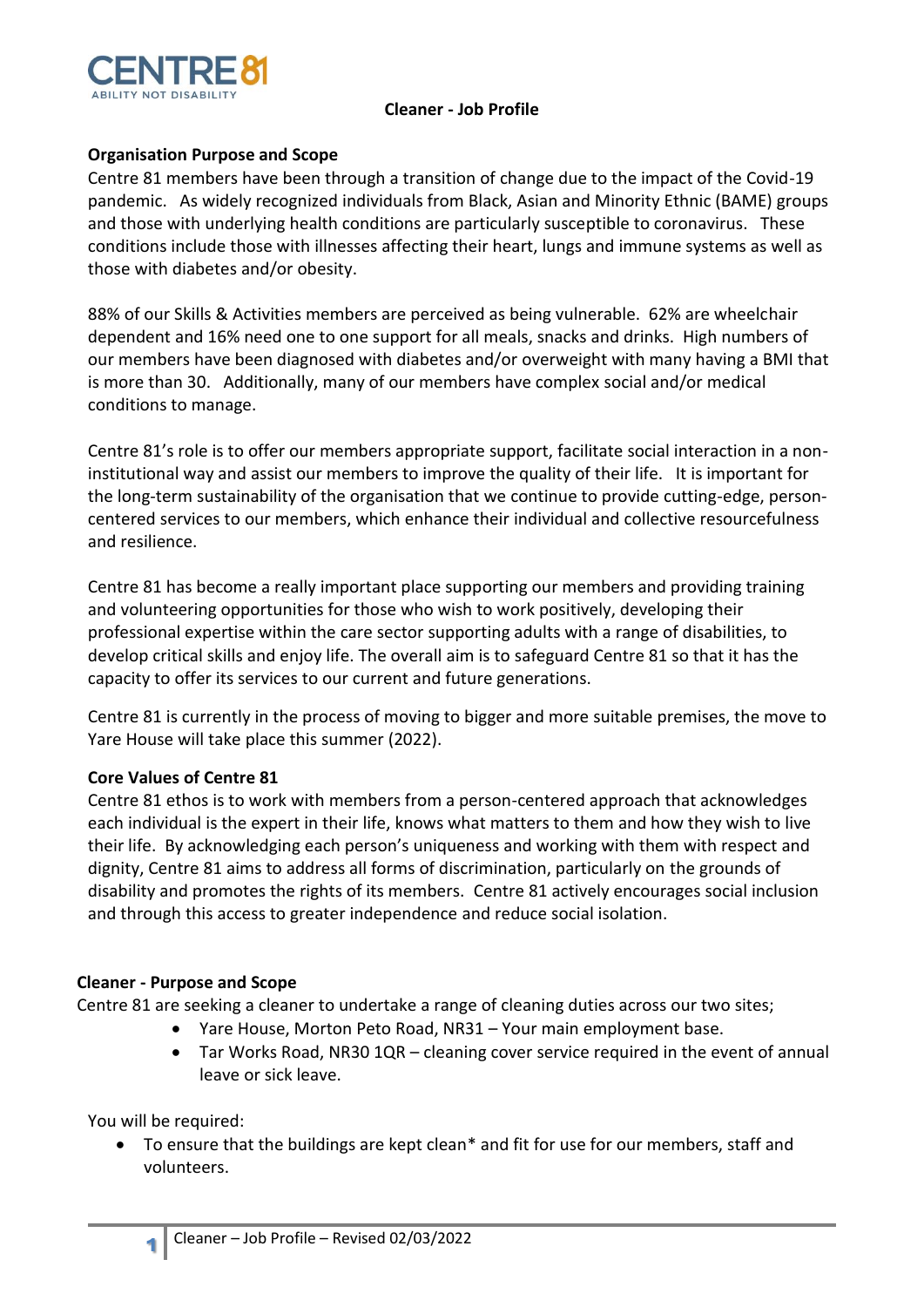# Cleaner - Job Profile

## Organisation Purpose and Scope

Centre 81 members have been through a transition of change due to the impact of the Covid-19 pandemic. As widely recognized individuals from Black, Asian and Minority Ethnic (BAME) groups and those with underlying health conditions are particularly susceptible to coronavirus. These conditions include those with illnesses affecting their heart, lungs and immune systems as well as those with diabetes and/or obesity.

88% of our Skills & Activities members are perceived as being vulnerable. 62% are wheelchair dependent and 16% need one to one support for all meals, snacks and drinks. High numbers of our members have been diagnosed with diabetes and/or overweight with many having a BMI that is more than 30. Additionally, many of our members have complex social and/or medical conditions to manage.

Centre 81's role is to offer our members appropriate support, facilitate social interaction in a non-institutional way and assist our members to improve the quality of their life. It is important for the long-term sustainability of the organisation that we continue to provide cutting-edge, person-centered services to our members, which enhance their individual and collective resourcefulness and resilience.

Centre 81 has become a really important place supporting our members and providing training and volunteering opportunities for those who wish to work positively, developing their professional expertise within the care sector supporting adults with a range of disabilities, to develop critical skills and enjoy life. The overall aim is to safeguard Centre 81 so that it has the capacity to offer its services to our current and future generations.

Centre 81 is currently in the process of moving to bigger and more suitable premises, the move to Yare House will take place this summer (2022).

## Core Values of Centre 81

Centre 81 ethos is to work with members from a person-centered approach that acknowledges each individual is the expert in their life, knows what matters to them and how they wish to live their life. By acknowledging each person's uniqueness and working with them with respect and dignity, Centre 81 aims to address all forms of discrimination, particularly on the grounds of disability and promotes the rights of its members. Centre 81 actively encourages social inclusion and through this access to greater independence and reduce social isolation.

## Cleaner - Purpose and Scope

Centre 81 are seeking a cleaner to undertake a range of cleaning duties across our two sites;

- Yare House, Morton Peto Road, NR31 – Your main employment base.
- Tar Works Road, NR30 1QR – cleaning cover service required in the event of annual leave or sick leave.

You will be required:

- To ensure that the buildings are kept clean* and fit for use for our members, staff and volunteers.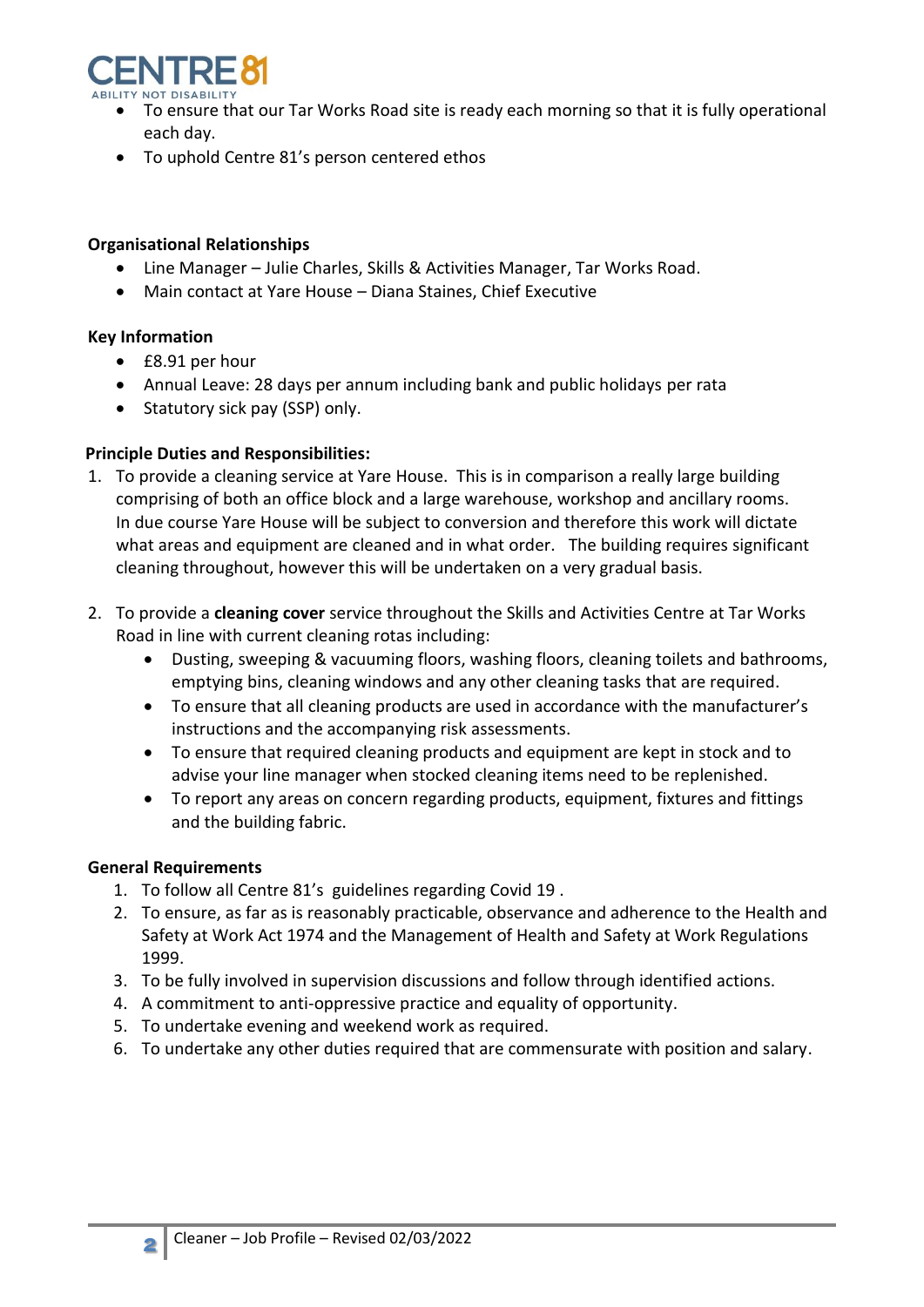- To ensure that our Tar Works Road site is ready each morning so that it is fully operational each day.
- To uphold Centre 81's person centered ethos

**Organisational Relationships**

- Line Manager – Julie Charles, Skills & Activities Manager, Tar Works Road.
- Main contact at Yare House – Diana Staines, Chief Executive

**Key Information**

- £8.91 per hour
- Annual Leave: 28 days per annum including bank and public holidays per rata
- Statutory sick pay (SSP) only.

**Principle Duties and Responsibilities:**

1. To provide a cleaning service at Yare House. This is in comparison a really large building comprising of both an office block and a large warehouse, workshop and ancillary rooms. In due course Yare House will be subject to conversion and therefore this work will dictate what areas and equipment are cleaned and in what order. The building requires significant cleaning throughout, however this will be undertaken on a very gradual basis.

2. To provide a **cleaning cover** service throughout the Skills and Activities Centre at Tar Works Road in line with current cleaning rotas including:
   - Dusting, sweeping & vacuuming floors, washing floors, cleaning toilets and bathrooms, emptying bins, cleaning windows and any other cleaning tasks that are required.
   - To ensure that all cleaning products are used in accordance with the manufacturer's instructions and the accompanying risk assessments.
   - To ensure that required cleaning products and equipment are kept in stock and to advise your line manager when stocked cleaning items need to be replenished.
   - To report any areas on concern regarding products, equipment, fixtures and fittings and the building fabric.

**General Requirements**

1. To follow all Centre 81's guidelines regarding Covid 19 .
2. To ensure, as far as is reasonably practicable, observance and adherence to the Health and Safety at Work Act 1974 and the Management of Health and Safety at Work Regulations 1999.
3. To be fully involved in supervision discussions and follow through identified actions.
4. A commitment to anti-oppressive practice and equality of opportunity.
5. To undertake evening and weekend work as required.
6. To undertake any other duties required that are commensurate with position and salary.